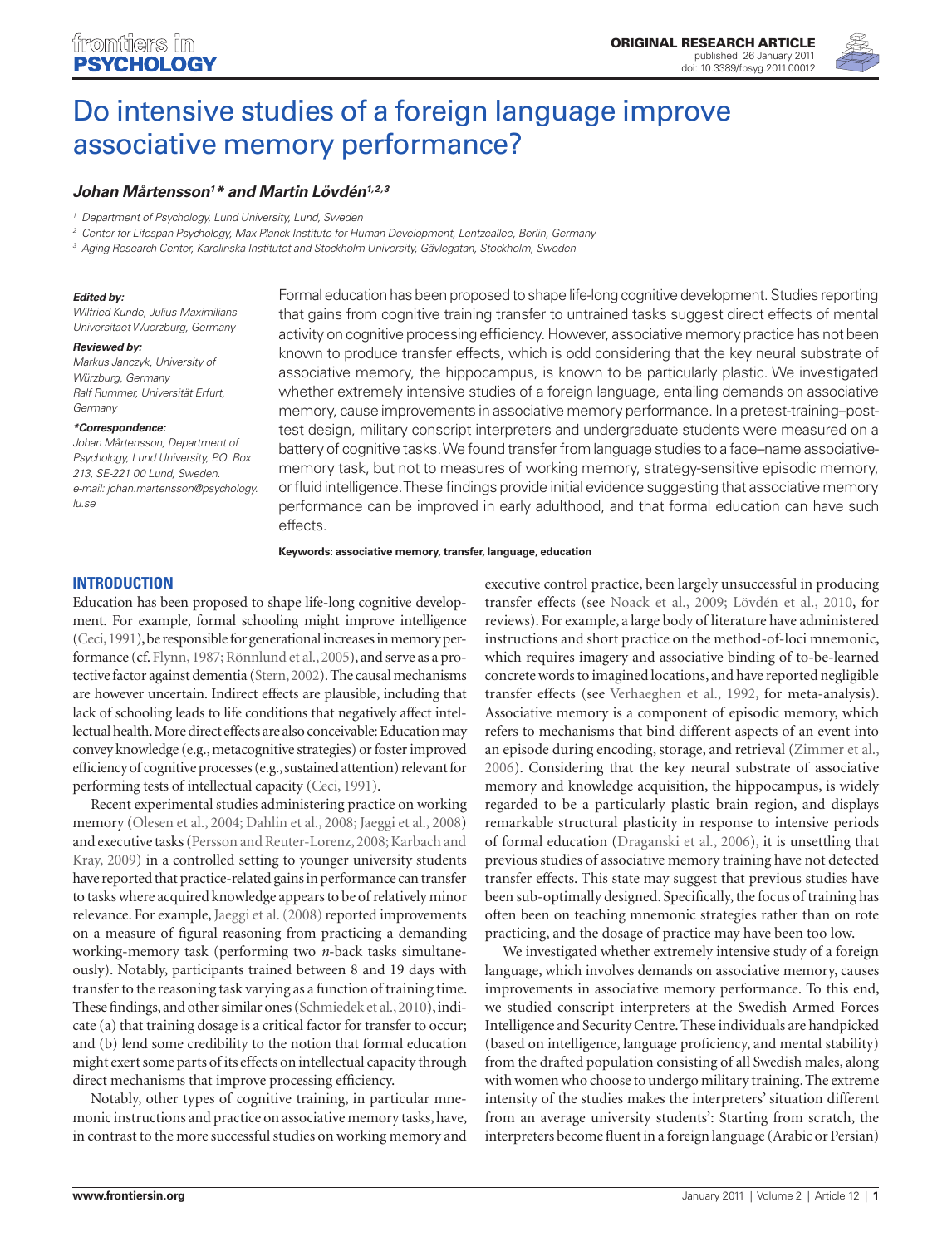ORIGINAL RESEARCH ARTICLE
published: 26 January 2011
doi: 10.3389/fpsyg.2011.00012

# Do intensive studies of a foreign language improve associative memory performance?

***Johan Mårtensson[1]\* and Martin Lövdén[1,2,3]***

[1] Department of Psychology, Lund University, Lund, Sweden
[2] Center for Lifespan Psychology, Max Planck Institute for Human Development, Lentzeallee, Berlin, Germany
[3] Aging Research Center, Karolinska Institutet and Stockholm University, Gävlegatan, Stockholm, Sweden

***Edited by:***
*Wilfried Kunde, Julius-Maximilians-Universitaet Wuerzburg, Germany*

***Reviewed by:***
*Markus Janczyk, University of Würzburg, Germany*
*Ralf Rummer, Universität Erfurt, Germany*

***\*Correspondence:***
*Johan Mårtensson, Department of Psychology, Lund University, P.O. Box 213, SE-221 00 Lund, Sweden. e-mail: johan.martensson@psychology.lu.se*

Formal education has been proposed to shape life-long cognitive development. Studies reporting that gains from cognitive training transfer to untrained tasks suggest direct effects of mental activity on cognitive processing efficiency. However, associative memory practice has not been known to produce transfer effects, which is odd considering that the key neural substrate of associative memory, the hippocampus, is known to be particularly plastic. We investigated whether extremely intensive studies of a foreign language, entailing demands on associative memory, cause improvements in associative memory performance. In a pretest-training–posttest design, military conscript interpreters and undergraduate students were measured on a battery of cognitive tasks. We found transfer from language studies to a face–name associative-memory task, but not to measures of working memory, strategy-sensitive episodic memory, or fluid intelligence. These findings provide initial evidence suggesting that associative memory performance can be improved in early adulthood, and that formal education can have such effects.

**Keywords: associative memory, transfer, language, education**

## INTRODUCTION

Education has been proposed to shape life-long cognitive development. For example, formal schooling might improve intelligence (Ceci, 1991), be responsible for generational increases in memory performance (cf. Flynn, 1987; Rönnlund et al., 2005), and serve as a protective factor against dementia (Stern, 2002). The causal mechanisms are however uncertain. Indirect effects are plausible, including that lack of schooling leads to life conditions that negatively affect intellectual health. More direct effects are also conceivable: Education may convey knowledge (e.g., metacognitive strategies) or foster improved efficiency of cognitive processes (e.g., sustained attention) relevant for performing tests of intellectual capacity (Ceci, 1991).

Recent experimental studies administering practice on working memory (Olesen et al., 2004; Dahlin et al., 2008; Jaeggi et al., 2008) and executive tasks (Persson and Reuter-Lorenz, 2008; Karbach and Kray, 2009) in a controlled setting to younger university students have reported that practice-related gains in performance can transfer to tasks where acquired knowledge appears to be of relatively minor relevance. For example, Jaeggi et al. (2008) reported improvements on a measure of figural reasoning from practicing a demanding working-memory task (performing two *n*-back tasks simultaneously). Notably, participants trained between 8 and 19 days with transfer to the reasoning task varying as a function of training time. These findings, and other similar ones (Schmiedek et al., 2010), indicate (a) that training dosage is a critical factor for transfer to occur; and (b) lend some credibility to the notion that formal education might exert some parts of its effects on intellectual capacity through direct mechanisms that improve processing efficiency.

Notably, other types of cognitive training, in particular mnemonic instructions and practice on associative memory tasks, have, in contrast to the more successful studies on working memory and executive control practice, been largely unsuccessful in producing transfer effects (see Noack et al., 2009; Lövdén et al., 2010, for reviews). For example, a large body of literature have administered instructions and short practice on the method-of-loci mnemonic, which requires imagery and associative binding of to-be-learned concrete words to imagined locations, and have reported negligible transfer effects (see Verhaeghen et al., 1992, for meta-analysis). Associative memory is a component of episodic memory, which refers to mechanisms that bind different aspects of an event into an episode during encoding, storage, and retrieval (Zimmer et al., 2006). Considering that the key neural substrate of associative memory and knowledge acquisition, the hippocampus, is widely regarded to be a particularly plastic brain region, and displays remarkable structural plasticity in response to intensive periods of formal education (Draganski et al., 2006), it is unsettling that previous studies of associative memory training have not detected transfer effects. This state may suggest that previous studies have been sub-optimally designed. Specifically, the focus of training has often been on teaching mnemonic strategies rather than on rote practicing, and the dosage of practice may have been too low.

We investigated whether extremely intensive study of a foreign language, which involves demands on associative memory, causes improvements in associative memory performance. To this end, we studied conscript interpreters at the Swedish Armed Forces Intelligence and Security Centre. These individuals are handpicked (based on intelligence, language proficiency, and mental stability) from the drafted population consisting of all Swedish males, along with women who choose to undergo military training. The extreme intensity of the studies makes the interpreters' situation different from an average university students': Starting from scratch, the interpreters become fluent in a foreign language (Arabic or Persian)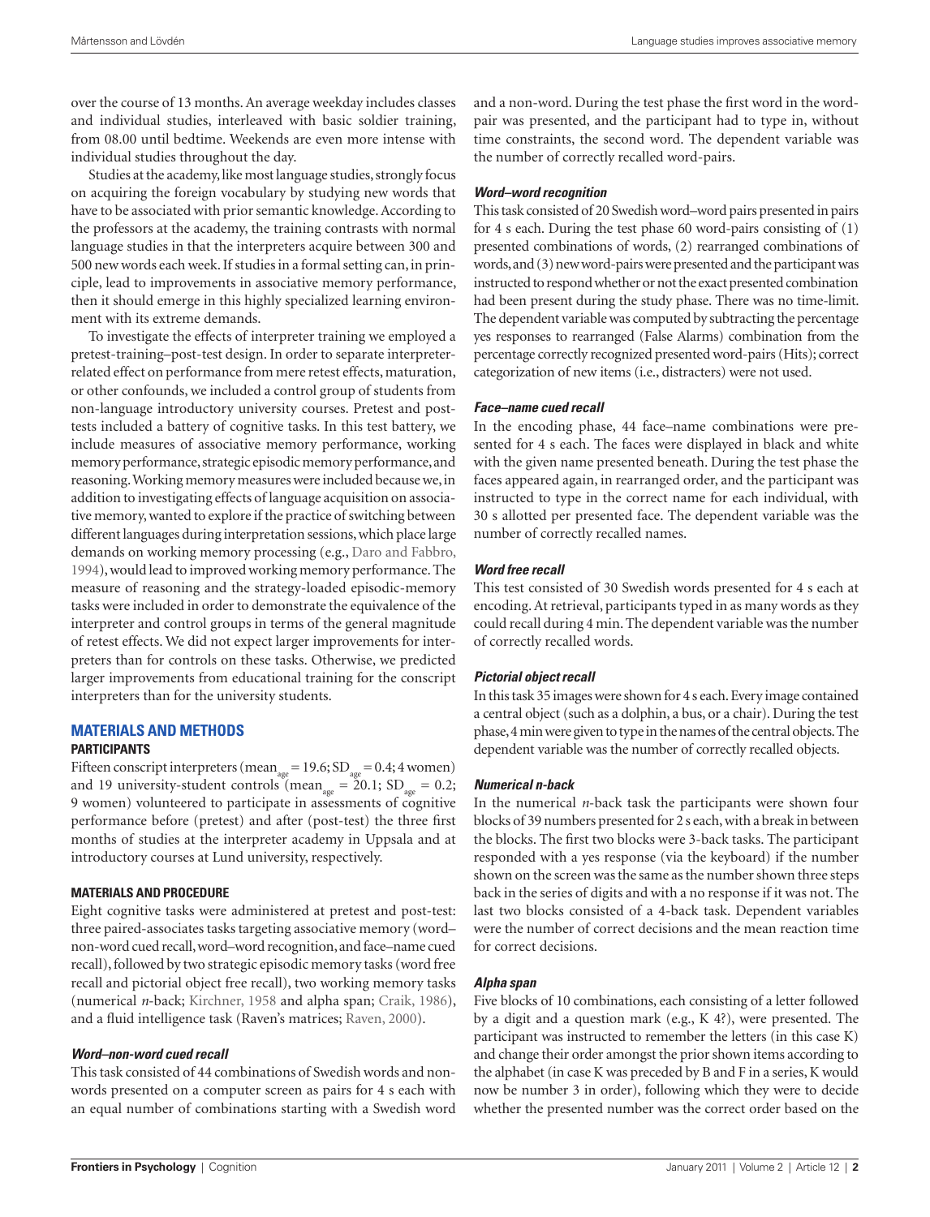over the course of 13 months. An average weekday includes classes and individual studies, interleaved with basic soldier training, from 08.00 until bedtime. Weekends are even more intense with individual studies throughout the day.

Studies at the academy, like most language studies, strongly focus on acquiring the foreign vocabulary by studying new words that have to be associated with prior semantic knowledge. According to the professors at the academy, the training contrasts with normal language studies in that the interpreters acquire between 300 and 500 new words each week. If studies in a formal setting can, in principle, lead to improvements in associative memory performance, then it should emerge in this highly specialized learning environment with its extreme demands.

To investigate the effects of interpreter training we employed a pretest–training–post-test design. In order to separate interpreter-related effect on performance from mere retest effects, maturation, or other confounds, we included a control group of students from non-language introductory university courses. Pretest and post-tests included a battery of cognitive tasks. In this test battery, we include measures of associative memory performance, working memory performance, strategic episodic memory performance, and reasoning. Working memory measures were included because we, in addition to investigating effects of language acquisition on associative memory, wanted to explore if the practice of switching between different languages during interpretation sessions, which place large demands on working memory processing (e.g., Daro and Fabbro, 1994), would lead to improved working memory performance. The measure of reasoning and the strategy-loaded episodic-memory tasks were included in order to demonstrate the equivalence of the interpreter and control groups in terms of the general magnitude of retest effects. We did not expect larger improvements for interpreters than for controls on these tasks. Otherwise, we predicted larger improvements from educational training for the conscript interpreters than for the university students.

## MATERIALS AND METHODS

### PARTICIPANTS

Fifteen conscript interpreters (mean$_{age}$ = 19.6; SD$_{age}$ = 0.4; 4 women) and 19 university-student controls (mean$_{age}$ = 20.1; SD$_{age}$ = 0.2; 9 women) volunteered to participate in assessments of cognitive performance before (pretest) and after (post-test) the three first months of studies at the interpreter academy in Uppsala and at introductory courses at Lund university, respectively.

### MATERIALS AND PROCEDURE

Eight cognitive tasks were administered at pretest and post-test: three paired-associates tasks targeting associative memory (word–non-word cued recall, word–word recognition, and face–name cued recall), followed by two strategic episodic memory tasks (word free recall and pictorial object free recall), two working memory tasks (numerical *n*-back; Kirchner, 1958 and alpha span; Craik, 1986), and a fluid intelligence task (Raven's matrices; Raven, 2000).

#### *Word–non-word cued recall*

This task consisted of 44 combinations of Swedish words and non-words presented on a computer screen as pairs for 4 s each with an equal number of combinations starting with a Swedish word and a non-word. During the test phase the first word in the word-pair was presented, and the participant had to type in, without time constraints, the second word. The dependent variable was the number of correctly recalled word-pairs.

#### *Word–word recognition*

This task consisted of 20 Swedish word–word pairs presented in pairs for 4 s each. During the test phase 60 word-pairs consisting of (1) presented combinations of words, (2) rearranged combinations of words, and (3) new word-pairs were presented and the participant was instructed to respond whether or not the exact presented combination had been present during the study phase. There was no time-limit. The dependent variable was computed by subtracting the percentage yes responses to rearranged (False Alarms) combination from the percentage correctly recognized presented word-pairs (Hits); correct categorization of new items (i.e., distracters) were not used.

#### *Face–name cued recall*

In the encoding phase, 44 face–name combinations were presented for 4 s each. The faces were displayed in black and white with the given name presented beneath. During the test phase the faces appeared again, in rearranged order, and the participant was instructed to type in the correct name for each individual, with 30 s allotted per presented face. The dependent variable was the number of correctly recalled names.

#### *Word free recall*

This test consisted of 30 Swedish words presented for 4 s each at encoding. At retrieval, participants typed in as many words as they could recall during 4 min. The dependent variable was the number of correctly recalled words.

#### *Pictorial object recall*

In this task 35 images were shown for 4 s each. Every image contained a central object (such as a dolphin, a bus, or a chair). During the test phase, 4 min were given to type in the names of the central objects. The dependent variable was the number of correctly recalled objects.

#### *Numerical n-back*

In the numerical *n*-back task the participants were shown four blocks of 39 numbers presented for 2 s each, with a break in between the blocks. The first two blocks were 3-back tasks. The participant responded with a yes response (via the keyboard) if the number shown on the screen was the same as the number shown three steps back in the series of digits and with a no response if it was not. The last two blocks consisted of a 4-back task. Dependent variables were the number of correct decisions and the mean reaction time for correct decisions.

#### *Alpha span*

Five blocks of 10 combinations, each consisting of a letter followed by a digit and a question mark (e.g., K 4?), were presented. The participant was instructed to remember the letters (in this case K) and change their order amongst the prior shown items according to the alphabet (in case K was preceded by B and F in a series, K would now be number 3 in order), following which they were to decide whether the presented number was the correct order based on the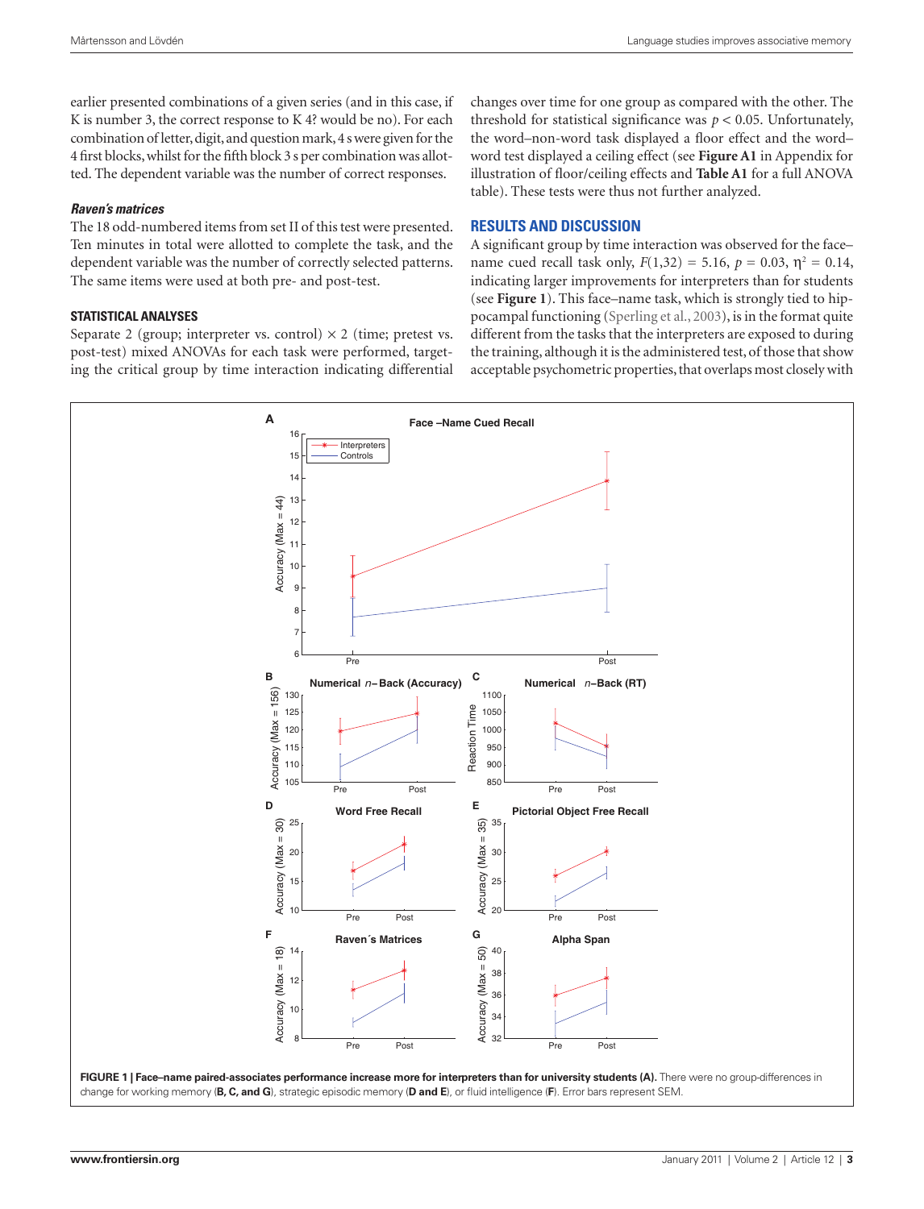earlier presented combinations of a given series (and in this case, if K is number 3, the correct response to K 4? would be no). For each combination of letter, digit, and question mark, 4 s were given for the 4 first blocks, whilst for the fifth block 3 s per combination was allotted. The dependent variable was the number of correct responses.

#### *Raven's matrices*

The 18 odd-numbered items from set II of this test were presented. Ten minutes in total were allotted to complete the task, and the dependent variable was the number of correctly selected patterns. The same items were used at both pre- and post-test.

### STATISTICAL ANALYSES

Separate 2 (group; interpreter vs. control) × 2 (time; pretest vs. post-test) mixed ANOVAs for each task were performed, targeting the critical group by time interaction indicating differential changes over time for one group as compared with the other. The threshold for statistical significance was $p < 0.05$. Unfortunately, the word–non-word task displayed a floor effect and the word–word test displayed a ceiling effect (see **Figure A1** in Appendix for illustration of floor/ceiling effects and **Table A1** for a full ANOVA table). These tests were thus not further analyzed.

## RESULTS AND DISCUSSION

A significant group by time interaction was observed for the face–name cued recall task only, $F(1,32) = 5.16$, $p = 0.03$, $\eta^2 = 0.14$, indicating larger improvements for interpreters than for students (see **Figure 1**). This face–name task, which is strongly tied to hippocampal functioning (Sperling et al., 2003), is in the format quite different from the tasks that the interpreters are exposed to during the training, although it is the administered test, of those that show acceptable psychometric properties, that overlaps most closely with

**FIGURE 1 | Face–name paired-associates performance increase more for interpreters than for university students (A).** There were no group-differences in change for working memory (**B, C, and G**), strategic episodic memory (**D and E**), or fluid intelligence (**F**). Error bars represent SEM.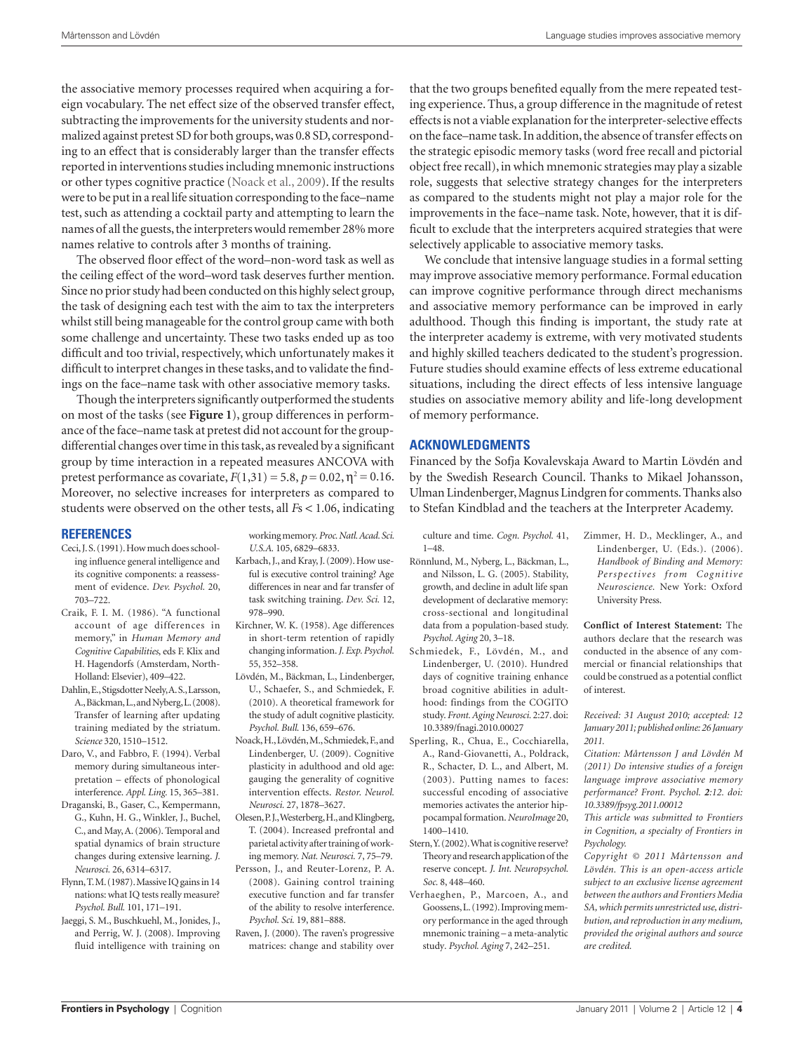the associative memory processes required when acquiring a foreign vocabulary. The net effect size of the observed transfer effect, subtracting the improvements for the university students and normalized against pretest SD for both groups, was 0.8 SD, corresponding to an effect that is considerably larger than the transfer effects reported in interventions studies including mnemonic instructions or other types cognitive practice (Noack et al., 2009). If the results were to be put in a real life situation corresponding to the face–name test, such as attending a cocktail party and attempting to learn the names of all the guests, the interpreters would remember 28% more names relative to controls after 3 months of training.

The observed floor effect of the word–non-word task as well as the ceiling effect of the word–word task deserves further mention. Since no prior study had been conducted on this highly select group, the task of designing each test with the aim to tax the interpreters whilst still being manageable for the control group came with both some challenge and uncertainty. These two tasks ended up as too difficult and too trivial, respectively, which unfortunately makes it difficult to interpret changes in these tasks, and to validate the findings on the face–name task with other associative memory tasks.

Though the interpreters significantly outperformed the students on most of the tasks (see **Figure 1**), group differences in performance of the face–name task at pretest did not account for the group-differential changes over time in this task, as revealed by a significant group by time interaction in a repeated measures ANCOVA with pretest performance as covariate, $F(1,31) = 5.8$, $p = 0.02$, $\eta^2 = 0.16$. Moreover, no selective increases for interpreters as compared to students were observed on the other tests, all $F$s $< 1.06$, indicating that the two groups benefited equally from the mere repeated testing experience. Thus, a group difference in the magnitude of retest effects is not a viable explanation for the interpreter-selective effects on the face–name task. In addition, the absence of transfer effects on the strategic episodic memory tasks (word free recall and pictorial object free recall), in which mnemonic strategies may play a sizable role, suggests that selective strategy changes for the interpreters as compared to the students might not play a major role for the improvements in the face–name task. Note, however, that it is difficult to exclude that the interpreters acquired strategies that were selectively applicable to associative memory tasks.

We conclude that intensive language studies in a formal setting may improve associative memory performance. Formal education can improve cognitive performance through direct mechanisms and associative memory performance can be improved in early adulthood. Though this finding is important, the study rate at the interpreter academy is extreme, with very motivated students and highly skilled teachers dedicated to the student's progression. Future studies should examine effects of less extreme educational situations, including the direct effects of less intensive language studies on associative memory ability and life-long development of memory performance.

## ACKNOWLEDGMENTS

Financed by the Sofja Kovalevskaja Award to Martin Lövdén and by the Swedish Research Council. Thanks to Mikael Johansson, Ulman Lindenberger, Magnus Lindgren for comments. Thanks also to Stefan Kindblad and the teachers at the Interpreter Academy.

## REFERENCES

Ceci, J. S. (1991). How much does schooling influence general intelligence and its cognitive components: a reassessment of evidence. *Dev. Psychol.* 20, 703–722.

Craik, F. I. M. (1986). "A functional account of age differences in memory," in *Human Memory and Cognitive Capabilities*, eds F. Klix and H. Hagendorfs (Amsterdam, North-Holland: Elsevier), 409–422.

Dahlin, E., Stigsdotter Neely, A. S., Larsson, A., Bäckman, L., and Nyberg, L. (2008). Transfer of learning after updating training mediated by the striatum. *Science* 320, 1510–1512.

Daro, V., and Fabbro, F. (1994). Verbal memory during simultaneous interpretation – effects of phonological interference. *Appl. Ling.* 15, 365–381.

Draganski, B., Gaser, C., Kempermann, G., Kuhn, H. G., Winkler, J., Buchel, C., and May, A. (2006). Temporal and spatial dynamics of brain structure changes during extensive learning. *J. Neurosci.* 26, 6314–6317.

Flynn, T. M. (1987). Massive IQ gains in 14 nations: what IQ tests really measure? *Psychol. Bull.* 101, 171–191.

Jaeggi, S. M., Buschkuehl, M., Jonides, J., and Perrig, W. J. (2008). Improving fluid intelligence with training on working memory. *Proc. Natl. Acad. Sci. U.S.A.* 105, 6829–6833.

Karbach, J., and Kray, J. (2009). How useful is executive control training? Age differences in near and far transfer of task switching training. *Dev. Sci.* 12, 978–990.

Kirchner, W. K. (1958). Age differences in short-term retention of rapidly changing information. *J. Exp. Psychol.* 55, 352–358.

Lövdén, M., Bäckman, L., Lindenberger, U., Schaefer, S., and Schmiedek, F. (2010). A theoretical framework for the study of adult cognitive plasticity. *Psychol. Bull.* 136, 659–676.

Noack, H., Lövdén, M., Schmiedek, F., and Lindenberger, U. (2009). Cognitive plasticity in adulthood and old age: gauging the generality of cognitive intervention effects. *Restor. Neurol. Neurosci.* 27, 1878–3627.

Olesen, P. J., Westerberg, H., and Klingberg, T. (2004). Increased prefrontal and parietal activity after training of working memory. *Nat. Neurosci.* 7, 75–79.

Persson, J., and Reuter-Lorenz, P. A. (2008). Gaining control training executive function and far transfer of the ability to resolve interference. *Psychol. Sci.* 19, 881–888.

Raven, J. (2000). The raven's progressive matrices: change and stability over culture and time. *Cogn. Psychol.* 41, 1–48.

Rönnlund, M., Nyberg, L., Bäckman, L., and Nilsson, L. G. (2005). Stability, growth, and decline in adult life span development of declarative memory: cross-sectional and longitudinal data from a population-based study. *Psychol. Aging* 20, 3–18.

Schmiedek, F., Lövdén, M., and Lindenberger, U. (2010). Hundred days of cognitive training enhance broad cognitive abilities in adulthood: findings from the COGITO study. *Front. Aging Neurosci.* 2:27. doi: 10.3389/fnagi.2010.00027

Sperling, R., Chua, E., Cocchiarella, A., Rand-Giovanetti, A., Poldrack, R., Schacter, D. L., and Albert, M. (2003). Putting names to faces: successful encoding of associative memories activates the anterior hippocampal formation. *NeuroImage* 20, 1400–1410.

Stern, Y. (2002). What is cognitive reserve? Theory and research application of the reserve concept. *J. Int. Neuropsychol. Soc.* 8, 448–460.

Verhaeghen, P., Marcoen, A., and Goossens, L. (1992). Improving memory performance in the aged through mnemonic training – a meta-analytic study. *Psychol. Aging* 7, 242–251.

Zimmer, H. D., Mecklinger, A., and Lindenberger, U. (Eds.). (2006). *Handbook of Binding and Memory: Perspectives from Cognitive Neuroscience.* New York: Oxford University Press.

**Conflict of Interest Statement:** The authors declare that the research was conducted in the absence of any commercial or financial relationships that could be construed as a potential conflict of interest.

*Received: 31 August 2010; accepted: 12 January 2011; published online: 26 January 2011.*

*Citation: Mårtensson J and Lövdén M (2011) Do intensive studies of a foreign language improve associative memory performance? Front. Psychol.* ***2****:12. doi: 10.3389/fpsyg.2011.00012*

*This article was submitted to Frontiers in Cognition, a specialty of Frontiers in Psychology.*

*Copyright © 2011 Mårtensson and Lövdén. This is an open-access article subject to an exclusive license agreement between the authors and Frontiers Media SA, which permits unrestricted use, distribution, and reproduction in any medium, provided the original authors and source are credited.*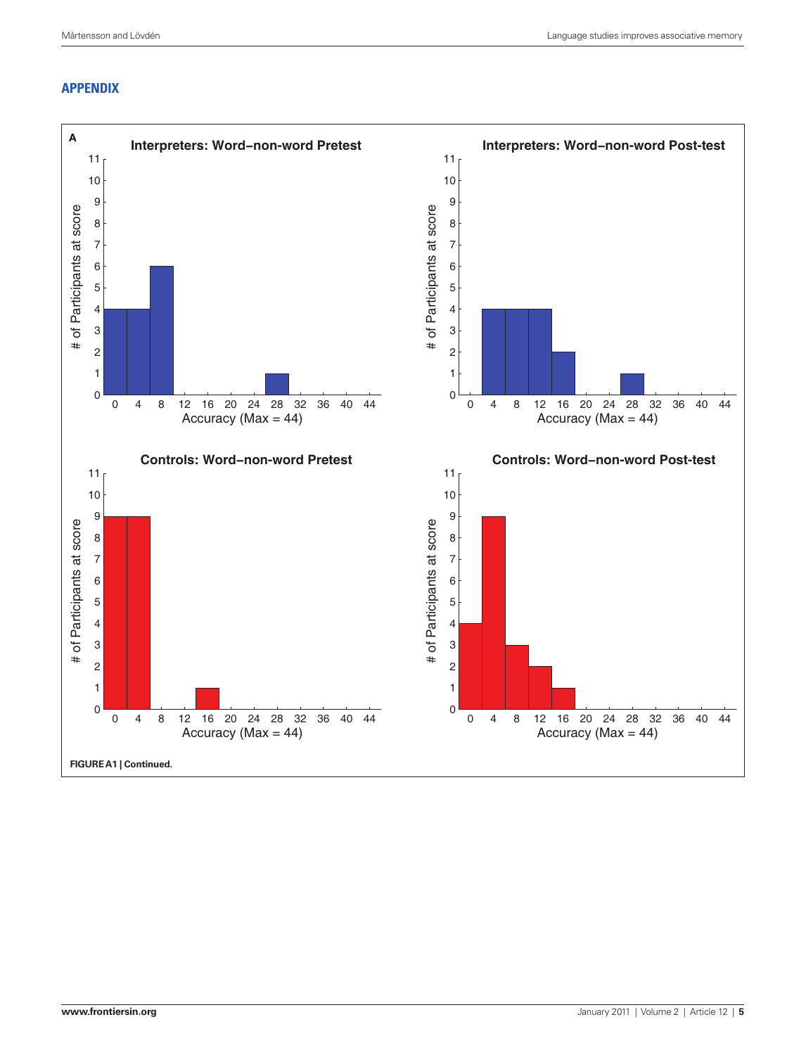## APPENDIX

**A**

**Interpreters: Word–non-word Pretest**

**Interpreters: Word–non-word Post-test**

**Controls: Word–non-word Pretest**

**Controls: Word–non-word Post-test**

# of Participants at score

Accuracy (Max = 44)

**FIGURE A1 | Continued.**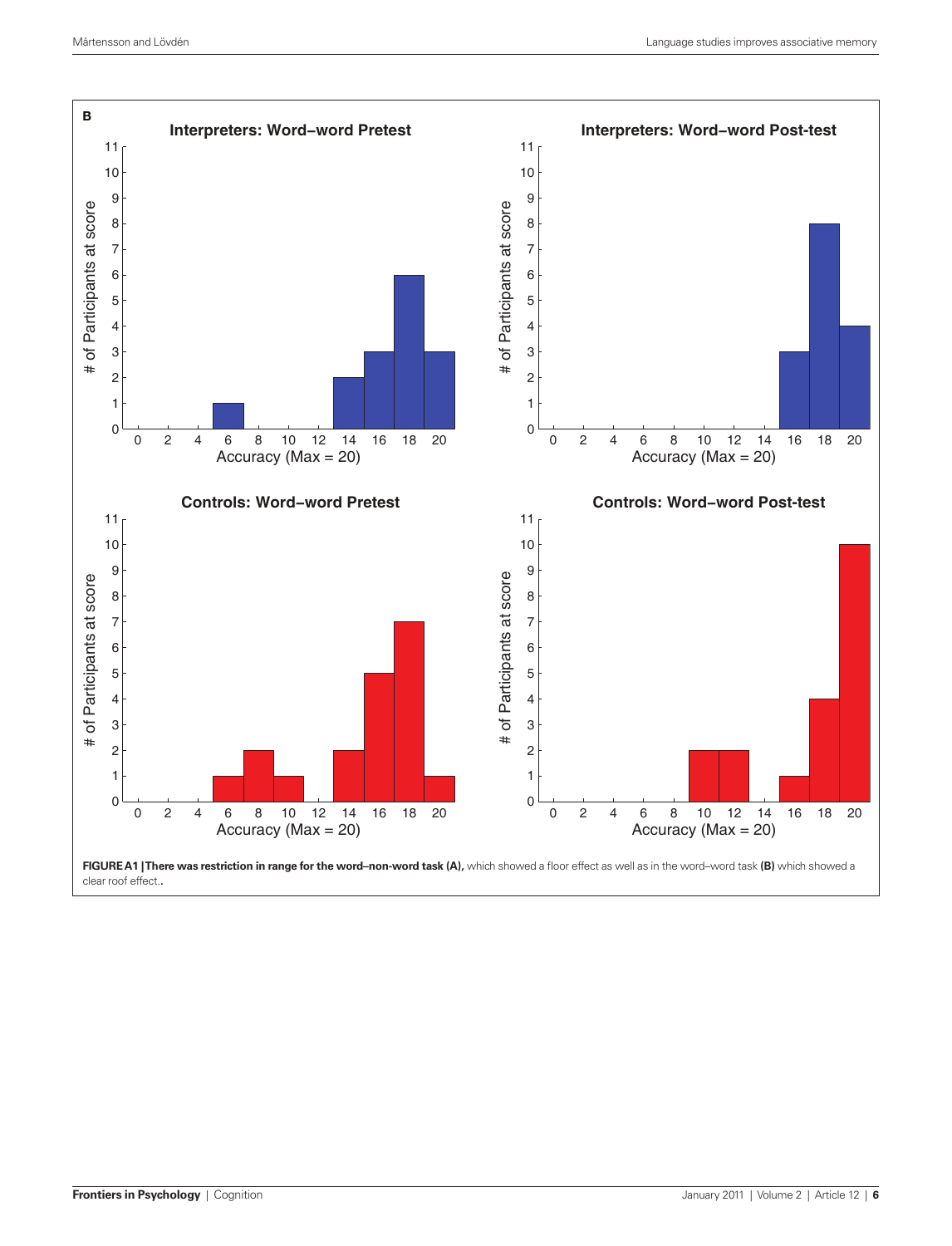**B**

**Interpreters: Word–word Pretest**

**Interpreters: Word–word Post-test**

**Controls: Word–word Pretest**

**Controls: Word–word Post-test**

**FIGURE A1 | There was restriction in range for the word–non-word task (A),** which showed a floor effect as well as in the word–word task **(B)** which showed a clear roof effect..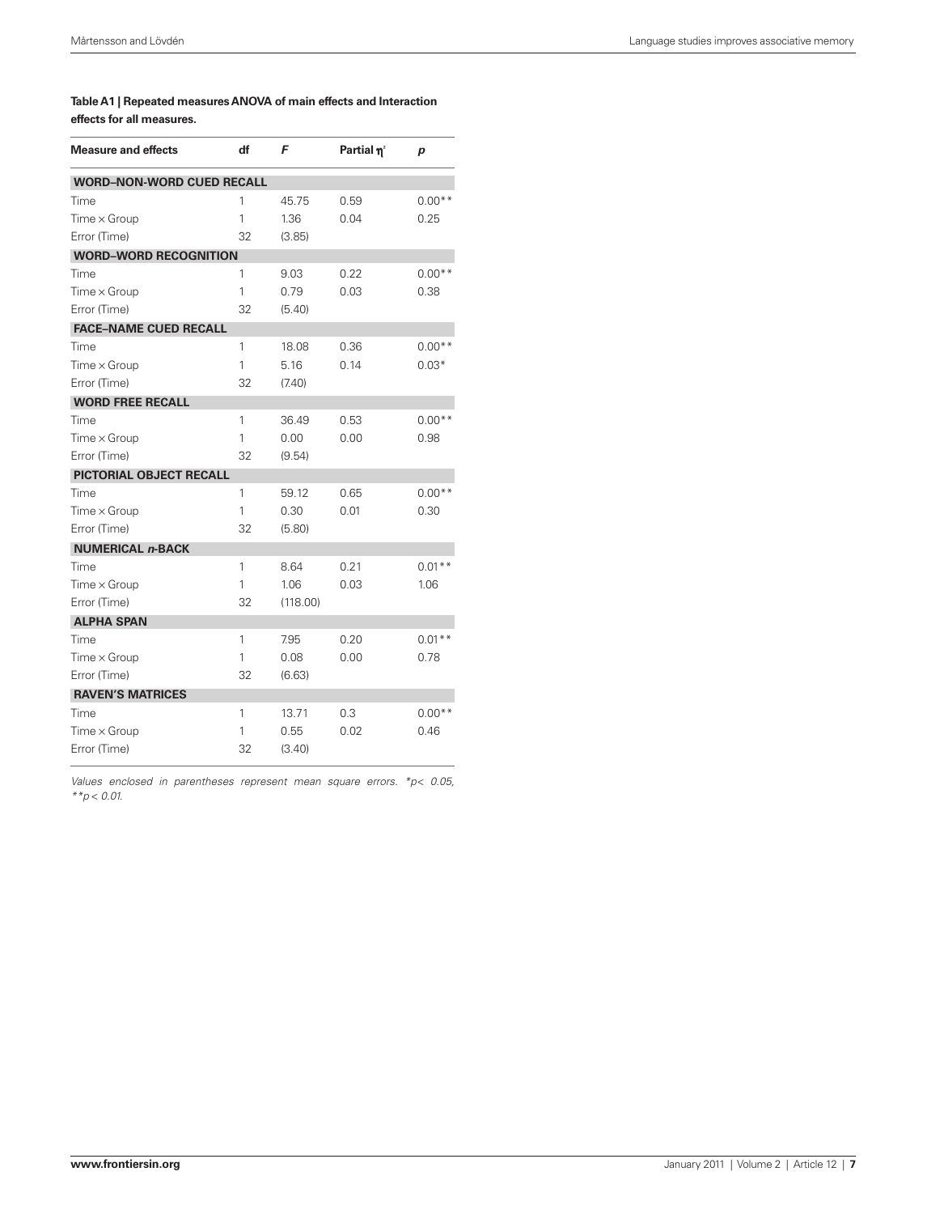**Table A1 | Repeated measures ANOVA of main effects and Interaction effects for all measures.**

| Measure and effects | df | *F* | Partial $\eta^2$ | *p* |
|---|---|---|---|---|
| **WORD–NON-WORD CUED RECALL** | | | | |
| Time | 1 | 45.75 | 0.59 | 0.00** |
| Time × Group | 1 | 1.36 | 0.04 | 0.25 |
| Error (Time) | 32 | (3.85) | | |
| **WORD–WORD RECOGNITION** | | | | |
| Time | 1 | 9.03 | 0.22 | 0.00** |
| Time × Group | 1 | 0.79 | 0.03 | 0.38 |
| Error (Time) | 32 | (5.40) | | |
| **FACE–NAME CUED RECALL** | | | | |
| Time | 1 | 18.08 | 0.36 | 0.00** |
| Time × Group | 1 | 5.16 | 0.14 | 0.03* |
| Error (Time) | 32 | (7.40) | | |
| **WORD FREE RECALL** | | | | |
| Time | 1 | 36.49 | 0.53 | 0.00** |
| Time × Group | 1 | 0.00 | 0.00 | 0.98 |
| Error (Time) | 32 | (9.54) | | |
| **PICTORIAL OBJECT RECALL** | | | | |
| Time | 1 | 59.12 | 0.65 | 0.00** |
| Time × Group | 1 | 0.30 | 0.01 | 0.30 |
| Error (Time) | 32 | (5.80) | | |
| **NUMERICAL *n*-BACK** | | | | |
| Time | 1 | 8.64 | 0.21 | 0.01** |
| Time × Group | 1 | 1.06 | 0.03 | 1.06 |
| Error (Time) | 32 | (118.00) | | |
| **ALPHA SPAN** | | | | |
| Time | 1 | 7.95 | 0.20 | 0.01** |
| Time × Group | 1 | 0.08 | 0.00 | 0.78 |
| Error (Time) | 32 | (6.63) | | |
| **RAVEN'S MATRICES** | | | | |
| Time | 1 | 13.71 | 0.3 | 0.00** |
| Time × Group | 1 | 0.55 | 0.02 | 0.46 |
| Error (Time) | 32 | (3.40) | | |

*Values enclosed in parentheses represent mean square errors. *$p < 0.05$, **$p < 0.01$.*